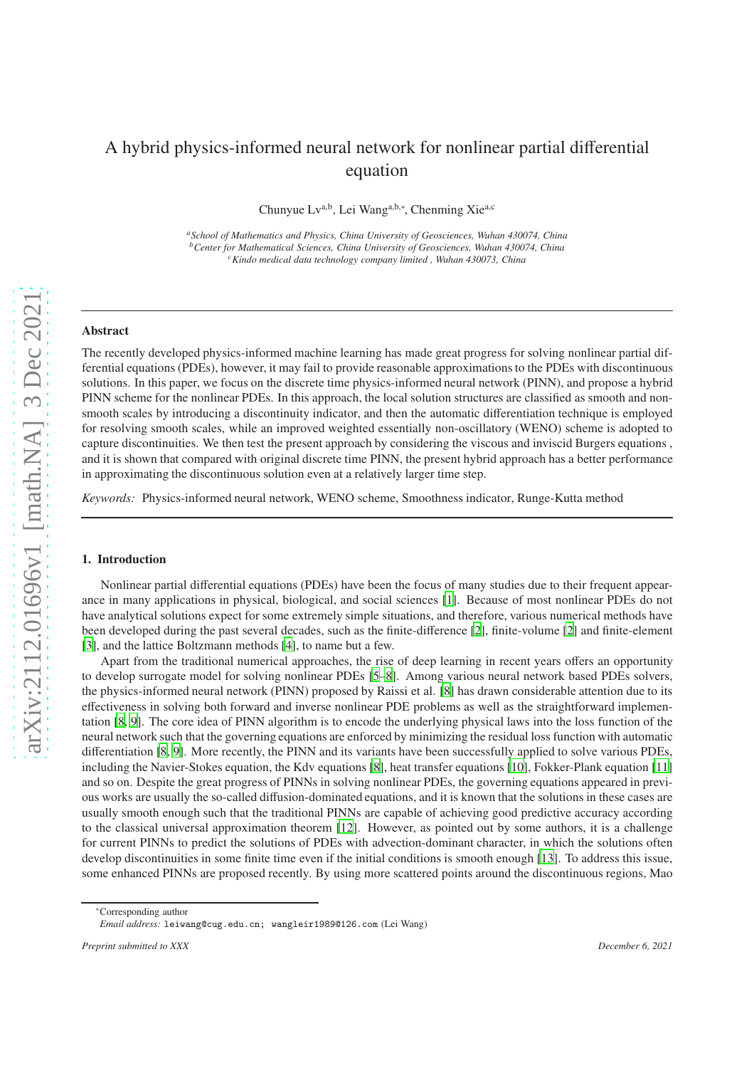# A hybrid physics-informed neural network for nonlinear partial differential equation

Chunyue Lv[a,b], Lei Wang[a,b,*], Chenming Xie[a,c]

[a] *School of Mathematics and Physics, China University of Geosciences, Wuhan 430074, China*
[b] *Center for Mathematical Sciences, China University of Geosciences, Wuhan 430074, China*
[c] *Kindo medical data technology company limited , Wuhan 430073, China*

---

## Abstract

The recently developed physics-informed machine learning has made great progress for solving nonlinear partial differential equations (PDEs), however, it may fail to provide reasonable approximations to the PDEs with discontinuous solutions. In this paper, we focus on the discrete time physics-informed neural network (PINN), and propose a hybrid PINN scheme for the nonlinear PDEs. In this approach, the local solution structures are classified as smooth and non-smooth scales by introducing a discontinuity indicator, and then the automatic differentiation technique is employed for resolving smooth scales, while an improved weighted essentially non-oscillatory (WENO) scheme is adopted to capture discontinuities. We then test the present approach by considering the viscous and inviscid Burgers equations , and it is shown that compared with original discrete time PINN, the present hybrid approach has a better performance in approximating the discontinuous solution even at a relatively larger time step.

*Keywords:* Physics-informed neural network, WENO scheme, Smoothness indicator, Runge-Kutta method

---

## 1. Introduction

Nonlinear partial differential equations (PDEs) have been the focus of many studies due to their frequent appearance in many applications in physical, biological, and social sciences [1]. Because of most nonlinear PDEs do not have analytical solutions expect for some extremely simple situations, and therefore, various numerical methods have been developed during the past several decades, such as the finite-difference [2], finite-volume [2] and finite-element [3], and the lattice Boltzmann methods [4], to name but a few.

Apart from the traditional numerical approaches, the rise of deep learning in recent years offers an opportunity to develop surrogate model for solving nonlinear PDEs [5–8]. Among various neural network based PDEs solvers, the physics-informed neural network (PINN) proposed by Raissi et al. [8] has drawn considerable attention due to its effectiveness in solving both forward and inverse nonlinear PDE problems as well as the straightforward implementation [8, 9]. The core idea of PINN algorithm is to encode the underlying physical laws into the loss function of the neural network such that the governing equations are enforced by minimizing the residual loss function with automatic differentiation [8, 9]. More recently, the PINN and its variants have been successfully applied to solve various PDEs, including the Navier-Stokes equation, the Kdv equations [8], heat transfer equations [10], Fokker-Plank equation [11] and so on. Despite the great progress of PINNs in solving nonlinear PDEs, the governing equations appeared in previous works are usually the so-called diffusion-dominated equations, and it is known that the solutions in these cases are usually smooth enough such that the traditional PINNs are capable of achieving good predictive accuracy according to the classical universal approximation theorem [12]. However, as pointed out by some authors, it is a challenge for current PINNs to predict the solutions of PDEs with advection-dominant character, in which the solutions often develop discontinuities in some finite time even if the initial conditions is smooth enough [13]. To address this issue, some enhanced PINNs are proposed recently. By using more scattered points around the discontinuous regions, Mao

---

*Corresponding author
*Email address:* leiwang@cug.edu.cn; wangleir1989@126.com (Lei Wang)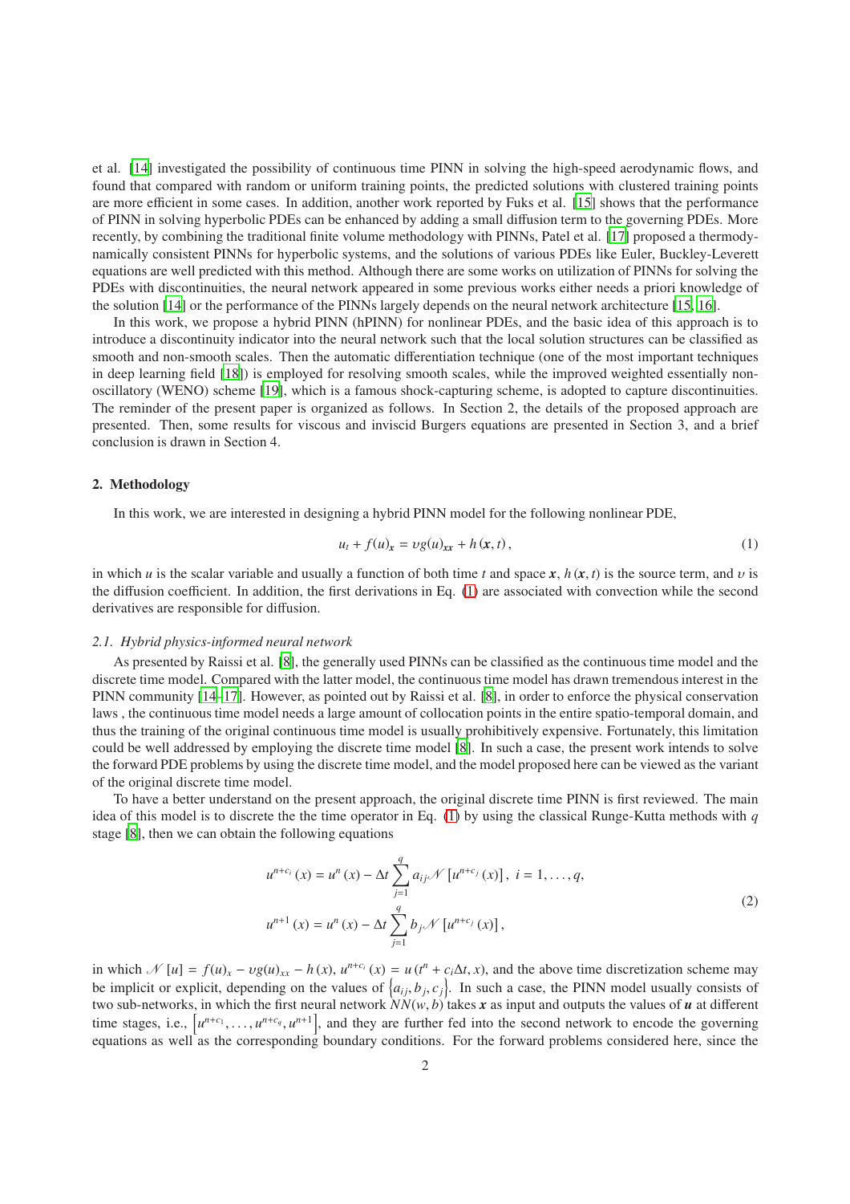et al. [14] investigated the possibility of continuous time PINN in solving the high-speed aerodynamic flows, and found that compared with random or uniform training points, the predicted solutions with clustered training points are more efficient in some cases. In addition, another work reported by Fuks et al. [15] shows that the performance of PINN in solving hyperbolic PDEs can be enhanced by adding a small diffusion term to the governing PDEs. More recently, by combining the traditional finite volume methodology with PINNs, Patel et al. [17] proposed a thermodynamically consistent PINNs for hyperbolic systems, and the solutions of various PDEs like Euler, Buckley-Leverett equations are well predicted with this method. Although there are some works on utilization of PINNs for solving the PDEs with discontinuities, the neural network appeared in some previous works either needs a priori knowledge of the solution [14] or the performance of the PINNs largely depends on the neural network architecture [15, 16].

In this work, we propose a hybrid PINN (hPINN) for nonlinear PDEs, and the basic idea of this approach is to introduce a discontinuity indicator into the neural network such that the local solution structures can be classified as smooth and non-smooth scales. Then the automatic differentiation technique (one of the most important techniques in deep learning field [18]) is employed for resolving smooth scales, while the improved weighted essentially non-oscillatory (WENO) scheme [19], which is a famous shock-capturing scheme, is adopted to capture discontinuities. The reminder of the present paper is organized as follows. In Section 2, the details of the proposed approach are presented. Then, some results for viscous and inviscid Burgers equations are presented in Section 3, and a brief conclusion is drawn in Section 4.

## 2. Methodology

In this work, we are interested in designing a hybrid PINN model for the following nonlinear PDE,

$$u_t + f(u)_{\boldsymbol{x}} = \upsilon g(u)_{\boldsymbol{xx}} + h(\boldsymbol{x}, t), \tag{1}$$

in which $u$ is the scalar variable and usually a function of both time $t$ and space $\boldsymbol{x}$, $h(\boldsymbol{x}, t)$ is the source term, and $\upsilon$ is the diffusion coefficient. In addition, the first derivations in Eq. (1) are associated with convection while the second derivatives are responsible for diffusion.

### 2.1. Hybrid physics-informed neural network

As presented by Raissi et al. [8], the generally used PINNs can be classified as the continuous time model and the discrete time model. Compared with the latter model, the continuous time model has drawn tremendous interest in the PINN community [14–17]. However, as pointed out by Raissi et al. [8], in order to enforce the physical conservation laws , the continuous time model needs a large amount of collocation points in the entire spatio-temporal domain, and thus the training of the original continuous time model is usually prohibitively expensive. Fortunately, this limitation could be well addressed by employing the discrete time model [8]. In such a case, the present work intends to solve the forward PDE problems by using the discrete time model, and the model proposed here can be viewed as the variant of the original discrete time model.

To have a better understand on the present approach, the original discrete time PINN is first reviewed. The main idea of this model is to discrete the the time operator in Eq. (1) by using the classical Runge-Kutta methods with $q$ stage [8], then we can obtain the following equations

$$
\begin{aligned}
u^{n+c_i}(x) &= u^n(x) - \Delta t \sum_{j=1}^{q} a_{ij} \mathcal{N}\left[u^{n+c_j}(x)\right], \; i = 1, \ldots, q, \\
u^{n+1}(x) &= u^n(x) - \Delta t \sum_{j=1}^{q} b_j \mathcal{N}\left[u^{n+c_j}(x)\right],
\end{aligned}
\tag{2}
$$

in which $\mathcal{N}[u] = f(u)_x - \upsilon g(u)_{xx} - h(x)$, $u^{n+c_i}(x) = u(t^n + c_i \Delta t, x)$, and the above time discretization scheme may be implicit or explicit, depending on the values of $\left\{a_{ij}, b_j, c_j\right\}$. In such a case, the PINN model usually consists of two sub-networks, in which the first neural network $NN(w, b)$ takes $\boldsymbol{x}$ as input and outputs the values of $\boldsymbol{u}$ at different time stages, i.e., $\left[u^{n+c_1}, \ldots, u^{n+c_q}, u^{n+1}\right]$, and they are further fed into the second network to encode the governing equations as well as the corresponding boundary conditions. For the forward problems considered here, since the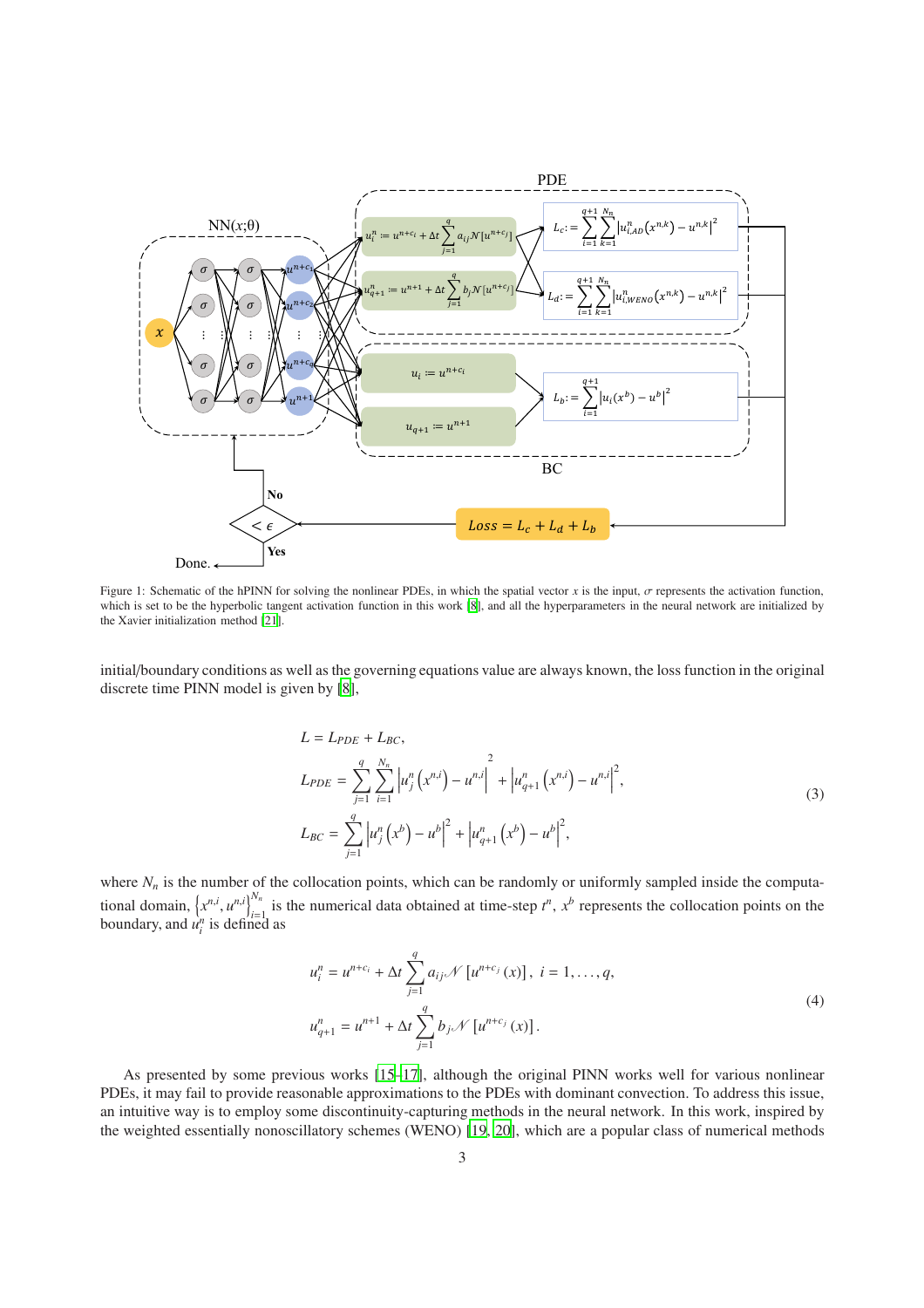Figure 1: Schematic of the hPINN for solving the nonlinear PDEs, in which the spatial vector $x$ is the input, $\sigma$ represents the activation function, which is set to be the hyperbolic tangent activation function in this work [8], and all the hyperparameters in the neural network are initialized by the Xavier initialization method [21].

initial/boundary conditions as well as the governing equations value are always known, the loss function in the original discrete time PINN model is given by [8],

$$
\begin{aligned}
L &= L_{PDE} + L_{BC}, \\
L_{PDE} &= \sum_{j=1}^{q} \sum_{i=1}^{N_n} \left| u_j^n\left(x^{n,i}\right) - u^{n,i} \right|^2 + \left| u_{q+1}^n\left(x^{n,i}\right) - u^{n,i} \right|^2, \\
L_{BC} &= \sum_{j=1}^{q} \left| u_j^n\left(x^b\right) - u^b \right|^2 + \left| u_{q+1}^n\left(x^b\right) - u^b \right|^2,
\end{aligned}
\tag{3}
$$

where $N_n$ is the number of the collocation points, which can be randomly or uniformly sampled inside the computational domain, $\left\{x^{n,i}, u^{n,i}\right\}_{i=1}^{N_n}$ is the numerical data obtained at time-step $t^n$, $x^b$ represents the collocation points on the boundary, and $u_i^n$ is defined as

$$
\begin{aligned}
u_i^n &= u^{n+c_i} + \Delta t \sum_{j=1}^{q} a_{ij} \mathcal{N}\left[u^{n+c_j}(x)\right], \ i = 1, \ldots, q, \\
u_{q+1}^n &= u^{n+1} + \Delta t \sum_{j=1}^{q} b_j \mathcal{N}\left[u^{n+c_j}(x)\right].
\end{aligned}
\tag{4}
$$

As presented by some previous works [15–17], although the original PINN works well for various nonlinear PDEs, it may fail to provide reasonable approximations to the PDEs with dominant convection. To address this issue, an intuitive way is to employ some discontinuity-capturing methods in the neural network. In this work, inspired by the weighted essentially nonoscillatory schemes (WENO) [19, 20], which are a popular class of numerical methods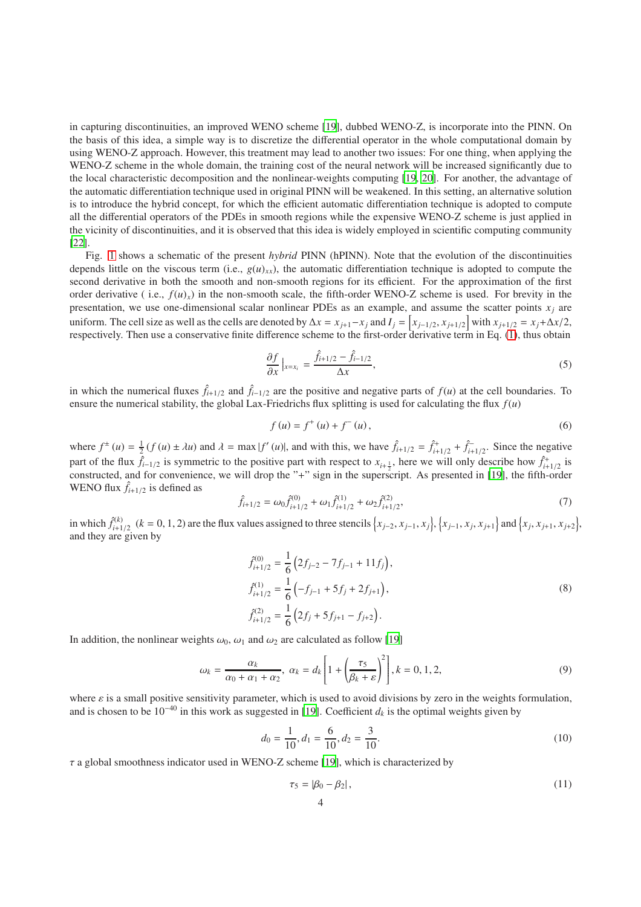in capturing discontinuities, an improved WENO scheme [19], dubbed WENO-Z, is incorporate into the PINN. On the basis of this idea, a simple way is to discretize the differential operator in the whole computational domain by using WENO-Z approach. However, this treatment may lead to another two issues: For one thing, when applying the WENO-Z scheme in the whole domain, the training cost of the neural network will be increased significantly due to the local characteristic decomposition and the nonlinear-weights computing [19, 20]. For another, the advantage of the automatic differentiation technique used in original PINN will be weakened. In this setting, an alternative solution is to introduce the hybrid concept, for which the efficient automatic differentiation technique is adopted to compute all the differential operators of the PDEs in smooth regions while the expensive WENO-Z scheme is just applied in the vicinity of discontinuities, and it is observed that this idea is widely employed in scientific computing community [22].

Fig. 1 shows a schematic of the present *hybrid* PINN (hPINN). Note that the evolution of the discontinuities depends little on the viscous term (i.e., $g(u)_{xx}$), the automatic differentiation technique is adopted to compute the second derivative in both the smooth and non-smooth regions for its efficient. For the approximation of the first order derivative ( i.e., $f(u)_x$) in the non-smooth scale, the fifth-order WENO-Z scheme is used. For brevity in the presentation, we use one-dimensional scalar nonlinear PDEs as an example, and assume the scatter points $x_j$ are uniform. The cell size as well as the cells are denoted by $\Delta x = x_{j+1} - x_j$ and $I_j = \left[x_{j-1/2}, x_{j+1/2}\right]$ with $x_{j+1/2} = x_j + \Delta x/2$, respectively. Then use a conservative finite difference scheme to the first-order derivative term in Eq. (1), thus obtain

$$\frac{\partial f}{\partial x}\Big|_{x=x_i} = \frac{\hat{f}_{i+1/2} - \hat{f}_{i-1/2}}{\Delta x}, \tag{5}$$

in which the numerical fluxes $\hat{f}_{i+1/2}$ and $\hat{f}_{i-1/2}$ are the positive and negative parts of $f(u)$ at the cell boundaries. To ensure the numerical stability, the global Lax-Friedrichs flux splitting is used for calculating the flux $f(u)$

$$f(u) = f^{+}(u) + f^{-}(u), \tag{6}$$

where $f^{\pm}(u) = \frac{1}{2}(f(u) \pm \lambda u)$ and $\lambda = \max|f'(u)|$, and with this, we have $\hat{f}_{i+1/2} = \hat{f}^{+}_{i+1/2} + \hat{f}^{-}_{i+1/2}$. Since the negative part of the flux $\hat{f}_{i-1/2}$ is symmetric to the positive part with respect to $x_{i+\frac{1}{2}}$, here we will only describe how $\hat{f}^{+}_{i+1/2}$ is constructed, and for convenience, we will drop the "+" sign in the superscript. As presented in [19], the fifth-order WENO flux $\hat{f}_{i+1/2}$ is defined as

$$\hat{f}_{i+1/2} = \omega_0 \hat{f}^{(0)}_{i+1/2} + \omega_1 \hat{f}^{(1)}_{i+1/2} + \omega_2 \hat{f}^{(2)}_{i+1/2}, \tag{7}$$

in which $\hat{f}^{(k)}_{i+1/2}$ $(k = 0, 1, 2)$ are the flux values assigned to three stencils $\left\{x_{j-2}, x_{j-1}, x_j\right\}$, $\left\{x_{j-1}, x_j, x_{j+1}\right\}$ and $\left\{x_j, x_{j+1}, x_{j+2}\right\}$, and they are given by

$$\begin{aligned}
\hat{f}^{(0)}_{i+1/2} &= \frac{1}{6}\left(2f_{j-2} - 7f_{j-1} + 11f_j\right), \\
\hat{f}^{(1)}_{i+1/2} &= \frac{1}{6}\left(-f_{j-1} + 5f_j + 2f_{j+1}\right), \\
\hat{f}^{(2)}_{i+1/2} &= \frac{1}{6}\left(2f_j + 5f_{j+1} - f_{j+2}\right).
\end{aligned} \tag{8}$$

In addition, the nonlinear weights $\omega_0$, $\omega_1$ and $\omega_2$ are calculated as follow [19]

$$\omega_k = \frac{\alpha_k}{\alpha_0 + \alpha_1 + \alpha_2},\ \alpha_k = d_k\left[1 + \left(\frac{\tau_5}{\beta_k + \varepsilon}\right)^2\right], k = 0, 1, 2, \tag{9}$$

where $\varepsilon$ is a small positive sensitivity parameter, which is used to avoid divisions by zero in the weights formulation, and is chosen to be $10^{-40}$ in this work as suggested in [19]. Coefficient $d_k$ is the optimal weights given by

$$d_0 = \frac{1}{10}, d_1 = \frac{6}{10}, d_2 = \frac{3}{10}. \tag{10}$$

$\tau$ a global smoothness indicator used in WENO-Z scheme [19], which is characterized by

$$\tau_5 = |\beta_0 - \beta_2|, \tag{11}$$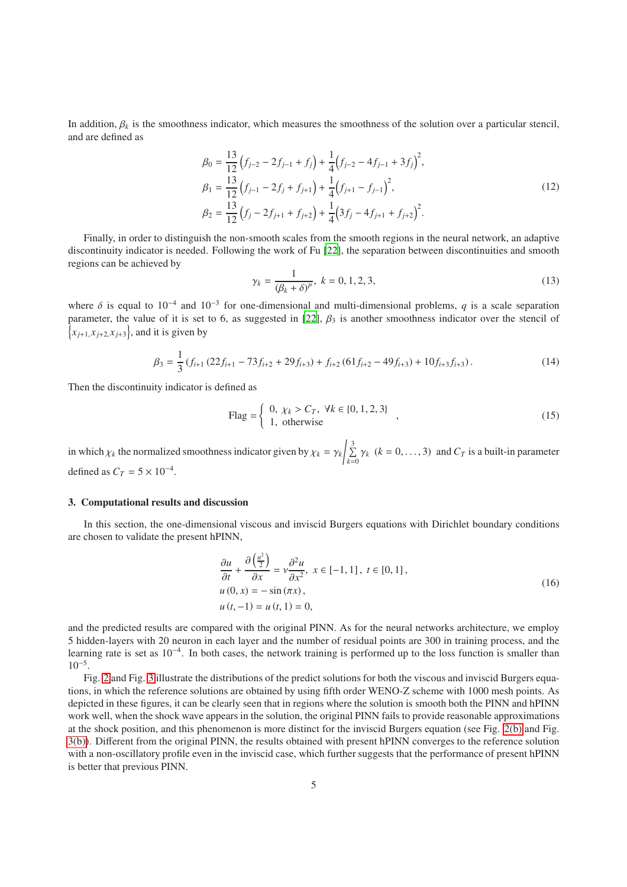In addition, $\beta_k$ is the smoothness indicator, which measures the smoothness of the solution over a particular stencil, and are defined as

$$
\begin{aligned}
\beta_0 &= \frac{13}{12}\left(f_{j-2} - 2f_{j-1} + f_j\right) + \frac{1}{4}\left(f_{j-2} - 4f_{j-1} + 3f_j\right)^2, \\
\beta_1 &= \frac{13}{12}\left(f_{j-1} - 2f_j + f_{j+1}\right) + \frac{1}{4}\left(f_{j+1} - f_{j-1}\right)^2, \\
\beta_2 &= \frac{13}{12}\left(f_j - 2f_{j+1} + f_{j+2}\right) + \frac{1}{4}\left(3f_j - 4f_{j+1} + f_{j+2}\right)^2.
\end{aligned}
\tag{12}
$$

Finally, in order to distinguish the non-smooth scales from the smooth regions in the neural network, an adaptive discontinuity indicator is needed. Following the work of Fu [22], the separation between discontinuities and smooth regions can be achieved by

$$
\gamma_k = \frac{1}{\left(\beta_k + \delta\right)^p}, \ k = 0, 1, 2, 3,
\tag{13}
$$

where $\delta$ is equal to $10^{-4}$ and $10^{-3}$ for one-dimensional and multi-dimensional problems, $q$ is a scale separation parameter, the value of it is set to 6, as suggested in [22], $\beta_3$ is another smoothness indicator over the stencil of $\left\{x_{j+1}, x_{j+2}, x_{j+3}\right\}$, and it is given by

$$
\beta_3 = \frac{1}{3}\left(f_{i+1}\left(22f_{i+1} - 73f_{i+2} + 29f_{i+3}\right) + f_{i+2}\left(61f_{i+2} - 49f_{i+3}\right) + 10f_{i+3}f_{i+3}\right).
\tag{14}
$$

Then the discontinuity indicator is defined as

$$
\text{Flag} = \begin{cases} 0, \ \chi_k > C_T, \ \forall k \in \{0, 1, 2, 3\} \\ 1, \ \text{otherwise} \end{cases},
\tag{15}
$$

in which $\chi_k$ the normalized smoothness indicator given by $\chi_k = \gamma_k \Big/ \sum_{k=0}^{3} \gamma_k \ (k = 0, \ldots, 3)$ and $C_T$ is a built-in parameter defined as $C_T = 5 \times 10^{-4}$.

## 3. Computational results and discussion

In this section, the one-dimensional viscous and inviscid Burgers equations with Dirichlet boundary conditions are chosen to validate the present hPINN,

$$
\begin{aligned}
&\frac{\partial u}{\partial t} + \frac{\partial\left(\frac{u^2}{2}\right)}{\partial x} = \nu\frac{\partial^2 u}{\partial x^2}, \ x \in [-1, 1], \ t \in [0, 1], \\
&u(0, x) = -\sin(\pi x), \\
&u(t, -1) = u(t, 1) = 0,
\end{aligned}
\tag{16}
$$

and the predicted results are compared with the original PINN. As for the neural networks architecture, we employ 5 hidden-layers with 20 neuron in each layer and the number of residual points are 300 in training process, and the learning rate is set as $10^{-4}$. In both cases, the network training is performed up to the loss function is smaller than $10^{-5}$.

Fig. 2 and Fig. 3 illustrate the distributions of the predict solutions for both the viscous and inviscid Burgers equations, in which the reference solutions are obtained by using fifth order WENO-Z scheme with 1000 mesh points. As depicted in these figures, it can be clearly seen that in regions where the solution is smooth both the PINN and hPINN work well, when the shock wave appears in the solution, the original PINN fails to provide reasonable approximations at the shock position, and this phenomenon is more distinct for the inviscid Burgers equation (see Fig. 2(b) and Fig. 3(b)). Different from the original PINN, the results obtained with present hPINN converges to the reference solution with a non-oscillatory profile even in the inviscid case, which further suggests that the performance of present hPINN is better that previous PINN.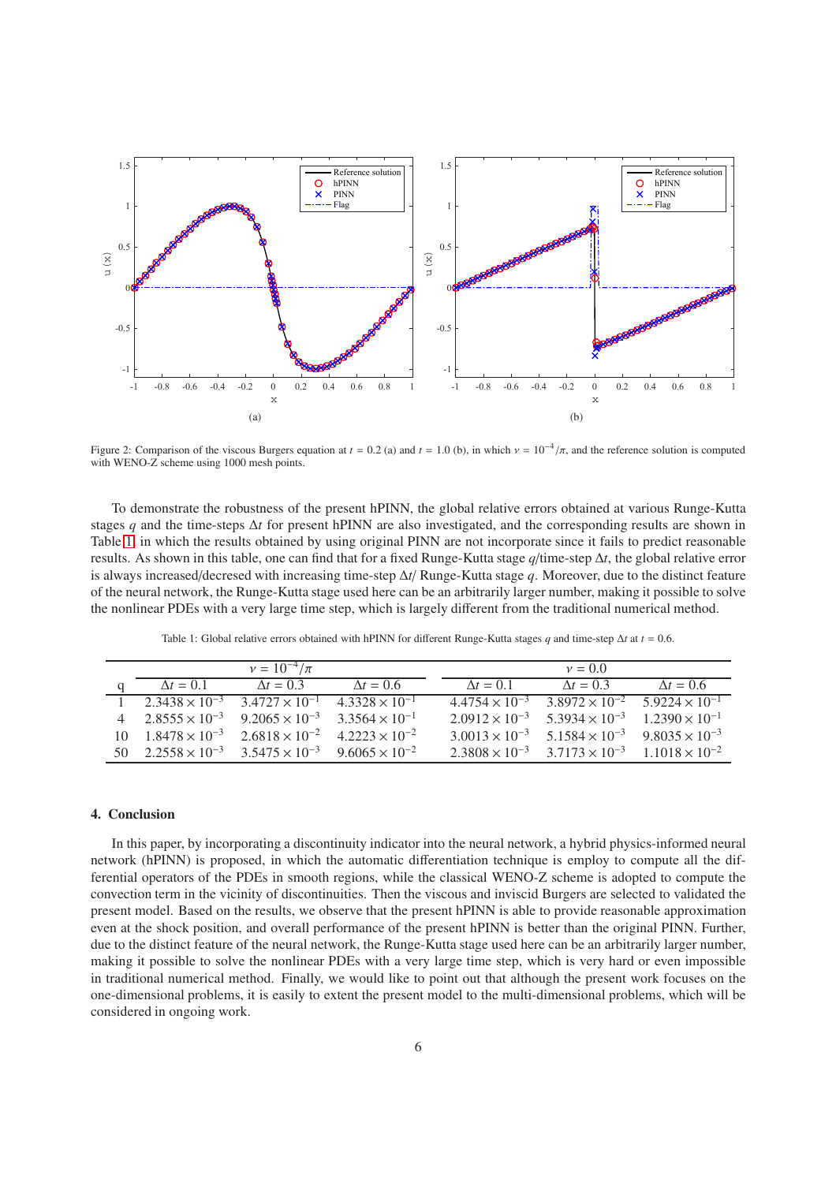Figure 2: Comparison of the viscous Burgers equation at $t = 0.2$ (a) and $t = 1.0$ (b), in which $\nu = 10^{-4}/\pi$, and the reference solution is computed with WENO-Z scheme using 1000 mesh points.

To demonstrate the robustness of the present hPINN, the global relative errors obtained at various Runge-Kutta stages $q$ and the time-steps $\Delta t$ for present hPINN are also investigated, and the corresponding results are shown in Table 1 in which the results obtained by using original PINN are not incorporate since it fails to predict reasonable results. As shown in this table, one can find that for a fixed Runge-Kutta stage $q$/time-step $\Delta t$, the global relative error is always increased/decresed with increasing time-step $\Delta t$/ Runge-Kutta stage $q$. Moreover, due to the distinct feature of the neural network, the Runge-Kutta stage used here can be an arbitrarily larger number, making it possible to solve the nonlinear PDEs with a very large time step, which is largely different from the traditional numerical method.

Table 1: Global relative errors obtained with hPINN for different Runge-Kutta stages $q$ and time-step $\Delta t$ at $t = 0.6$.

| q | $\nu = 10^{-4}/\pi$ | | | $\nu = 0.0$ | | |
|---|---|---|---|---|---|---|
| | $\Delta t = 0.1$ | $\Delta t = 0.3$ | $\Delta t = 0.6$ | $\Delta t = 0.1$ | $\Delta t = 0.3$ | $\Delta t = 0.6$ |
| 1 | $2.3438 \times 10^{-3}$ | $3.4727 \times 10^{-1}$ | $4.3328 \times 10^{-1}$ | $4.4754 \times 10^{-3}$ | $3.8972 \times 10^{-2}$ | $5.9224 \times 10^{-1}$ |
| 4 | $2.8555 \times 10^{-3}$ | $9.2065 \times 10^{-3}$ | $3.3564 \times 10^{-1}$ | $2.0912 \times 10^{-3}$ | $5.3934 \times 10^{-3}$ | $1.2390 \times 10^{-1}$ |
| 10 | $1.8478 \times 10^{-3}$ | $2.6818 \times 10^{-2}$ | $4.2223 \times 10^{-2}$ | $3.0013 \times 10^{-3}$ | $5.1584 \times 10^{-3}$ | $9.8035 \times 10^{-3}$ |
| 50 | $2.2558 \times 10^{-3}$ | $3.5475 \times 10^{-3}$ | $9.6065 \times 10^{-2}$ | $2.3808 \times 10^{-3}$ | $3.7173 \times 10^{-3}$ | $1.1018 \times 10^{-2}$ |

## 4. Conclusion

In this paper, by incorporating a discontinuity indicator into the neural network, a hybrid physics-informed neural network (hPINN) is proposed, in which the automatic differentiation technique is employ to compute all the differential operators of the PDEs in smooth regions, while the classical WENO-Z scheme is adopted to compute the convection term in the vicinity of discontinuities. Then the viscous and inviscid Burgers are selected to validated the present model. Based on the results, we observe that the present hPINN is able to provide reasonable approximation even at the shock position, and overall performance of the present hPINN is better than the original PINN. Further, due to the distinct feature of the neural network, the Runge-Kutta stage used here can be an arbitrarily larger number, making it possible to solve the nonlinear PDEs with a very large time step, which is very hard or even impossible in traditional numerical method. Finally, we would like to point out that although the present work focuses on the one-dimensional problems, it is easily to extent the present model to the multi-dimensional problems, which will be considered in ongoing work.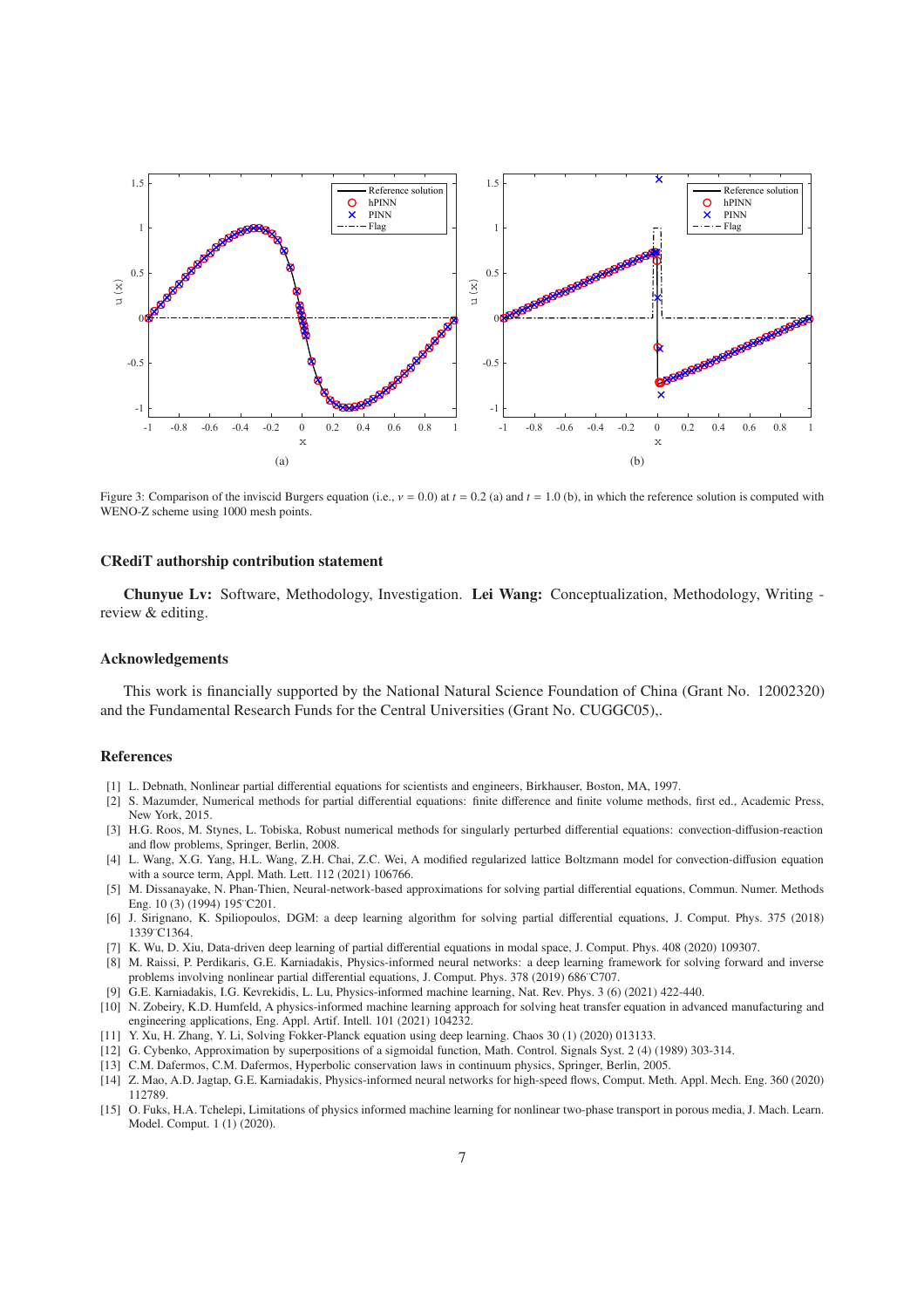Figure 3: Comparison of the inviscid Burgers equation (i.e., $\nu = 0.0$) at $t = 0.2$ (a) and $t = 1.0$ (b), in which the reference solution is computed with WENO-Z scheme using 1000 mesh points.

## CRediT authorship contribution statement

**Chunyue Lv:** Software, Methodology, Investigation. **Lei Wang:** Conceptualization, Methodology, Writing - review & editing.

## Acknowledgements

This work is financially supported by the National Natural Science Foundation of China (Grant No. 12002320) and the Fundamental Research Funds for the Central Universities (Grant No. CUGGC05),.

## References

[1] L. Debnath, Nonlinear partial differential equations for scientists and engineers, Birkhauser, Boston, MA, 1997.

[2] S. Mazumder, Numerical methods for partial differential equations: finite difference and finite volume methods, first ed., Academic Press, New York, 2015.

[3] H.G. Roos, M. Stynes, L. Tobiska, Robust numerical methods for singularly perturbed differential equations: convection-diffusion-reaction and flow problems, Springer, Berlin, 2008.

[4] L. Wang, X.G. Yang, H.L. Wang, Z.H. Chai, Z.C. Wei, A modified regularized lattice Boltzmann model for convection-diffusion equation with a source term, Appl. Math. Lett. 112 (2021) 106766.

[5] M. Dissanayake, N. Phan-Thien, Neural-network-based approximations for solving partial differential equations, Commun. Numer. Methods Eng. 10 (3) (1994) 195¨C201.

[6] J. Sirignano, K. Spiliopoulos, DGM: a deep learning algorithm for solving partial differential equations, J. Comput. Phys. 375 (2018) 1339¨C1364.

[7] K. Wu, D. Xiu, Data-driven deep learning of partial differential equations in modal space, J. Comput. Phys. 408 (2020) 109307.

[8] M. Raissi, P. Perdikaris, G.E. Karniadakis, Physics-informed neural networks: a deep learning framework for solving forward and inverse problems involving nonlinear partial differential equations, J. Comput. Phys. 378 (2019) 686¨C707.

[9] G.E. Karniadakis, I.G. Kevrekidis, L. Lu, Physics-informed machine learning, Nat. Rev. Phys. 3 (6) (2021) 422-440.

[10] N. Zobeiry, K.D. Humfeld, A physics-informed machine learning approach for solving heat transfer equation in advanced manufacturing and engineering applications, Eng. Appl. Artif. Intell. 101 (2021) 104232.

[11] Y. Xu, H. Zhang, Y. Li, Solving Fokker-Planck equation using deep learning. Chaos 30 (1) (2020) 013133.

[12] G. Cybenko, Approximation by superpositions of a sigmoidal function, Math. Control. Signals Syst. 2 (4) (1989) 303-314.

[13] C.M. Dafermos, C.M. Dafermos, Hyperbolic conservation laws in continuum physics, Springer, Berlin, 2005.

[14] Z. Mao, A.D. Jagtap, G.E. Karniadakis, Physics-informed neural networks for high-speed flows, Comput. Meth. Appl. Mech. Eng. 360 (2020) 112789.

[15] O. Fuks, H.A. Tchelepi, Limitations of physics informed machine learning for nonlinear two-phase transport in porous media, J. Mach. Learn. Model. Comput. 1 (1) (2020).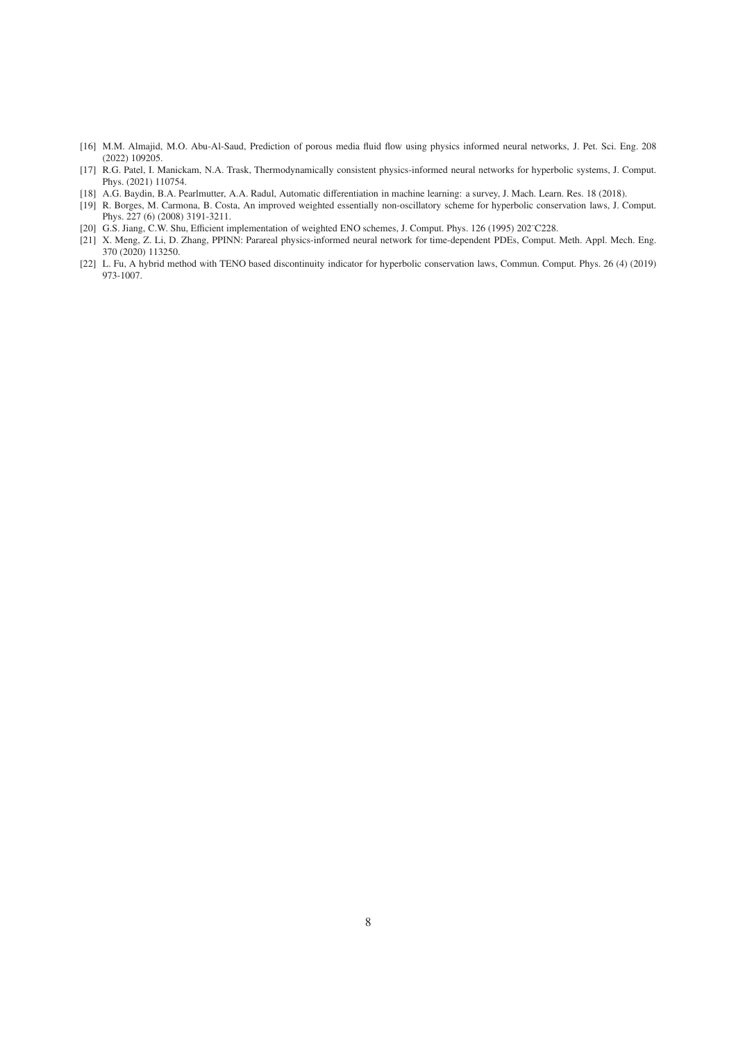[16] M.M. Almajid, M.O. Abu-Al-Saud, Prediction of porous media fluid flow using physics informed neural networks, J. Pet. Sci. Eng. 208 (2022) 109205.

[17] R.G. Patel, I. Manickam, N.A. Trask, Thermodynamically consistent physics-informed neural networks for hyperbolic systems, J. Comput. Phys. (2021) 110754.

[18] A.G. Baydin, B.A. Pearlmutter, A.A. Radul, Automatic differentiation in machine learning: a survey, J. Mach. Learn. Res. 18 (2018).

[19] R. Borges, M. Carmona, B. Costa, An improved weighted essentially non-oscillatory scheme for hyperbolic conservation laws, J. Comput. Phys. 227 (6) (2008) 3191-3211.

[20] G.S. Jiang, C.W. Shu, Efficient implementation of weighted ENO schemes, J. Comput. Phys. 126 (1995) 202¨C228.

[21] X. Meng, Z. Li, D. Zhang, PPINN: Parareal physics-informed neural network for time-dependent PDEs, Comput. Meth. Appl. Mech. Eng. 370 (2020) 113250.

[22] L. Fu, A hybrid method with TENO based discontinuity indicator for hyperbolic conservation laws, Commun. Comput. Phys. 26 (4) (2019) 973-1007.